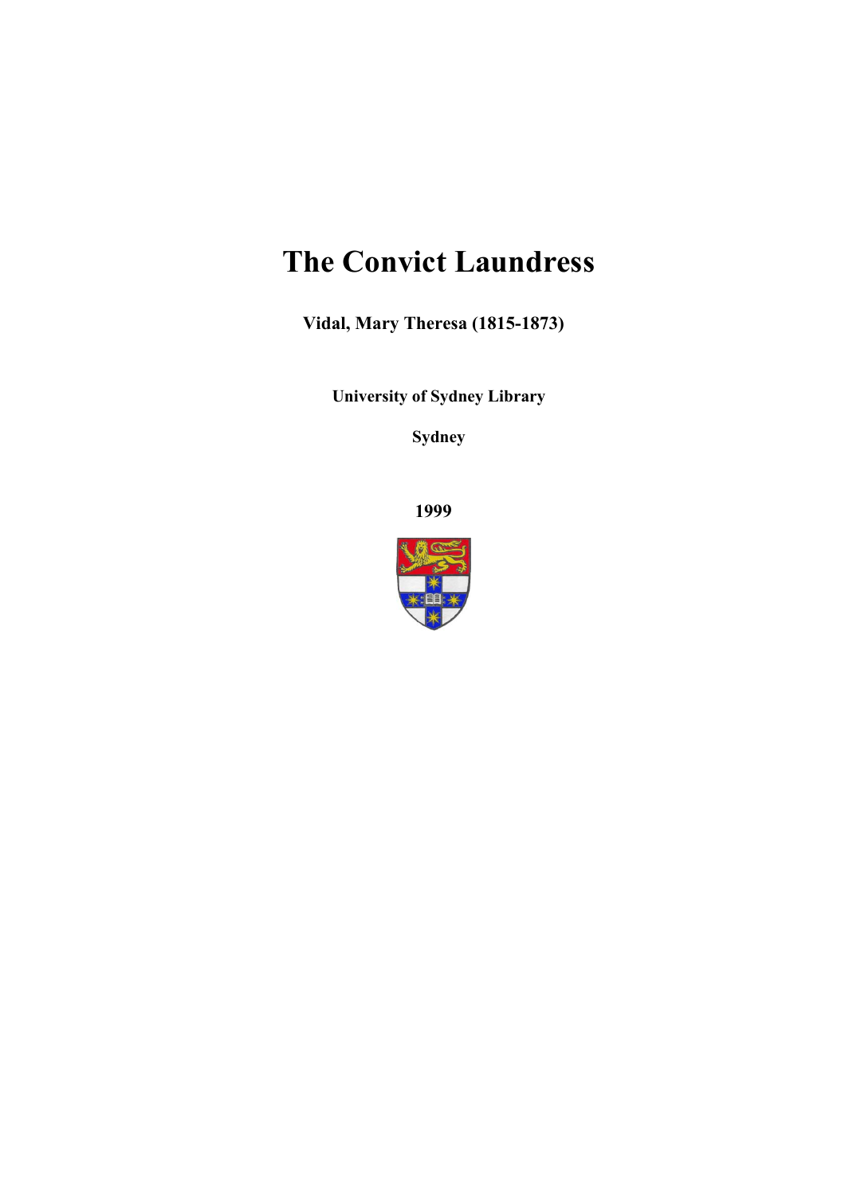# The Convict Laundress

**Vidal, Mary Theresa (1815-1873)**

**University of Sydney Library**

**Sydney**

**1999**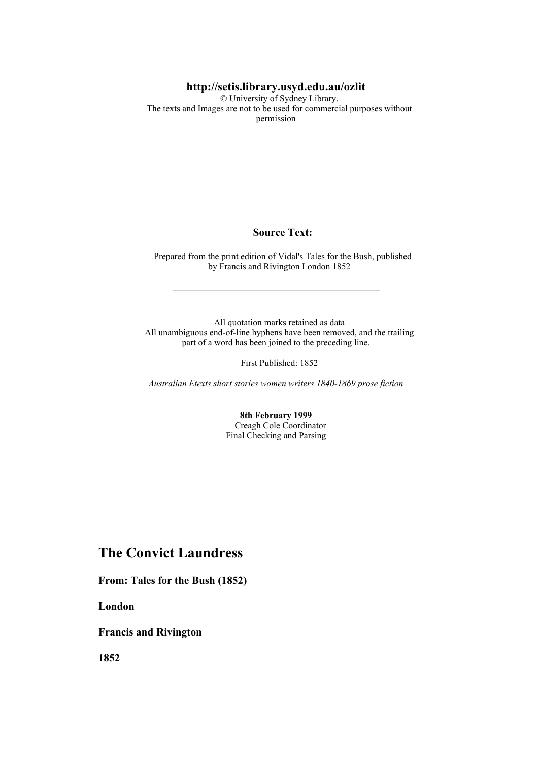**http://setis.library.usyd.edu.au/ozlit**
© University of Sydney Library.
The texts and Images are not to be used for commercial purposes without permission

**Source Text:**

Prepared from the print edition of Vidal's Tales for the Bush, published by Francis and Rivington London 1852

---

All quotation marks retained as data
All unambiguous end-of-line hyphens have been removed, and the trailing part of a word has been joined to the preceding line.

First Published: 1852

*Australian Etexts short stories women writers 1840-1869 prose fiction*

**8th February 1999**
Creagh Cole Coordinator
Final Checking and Parsing

# The Convict Laundress

**From: Tales for the Bush (1852)**

**London**

**Francis and Rivington**

**1852**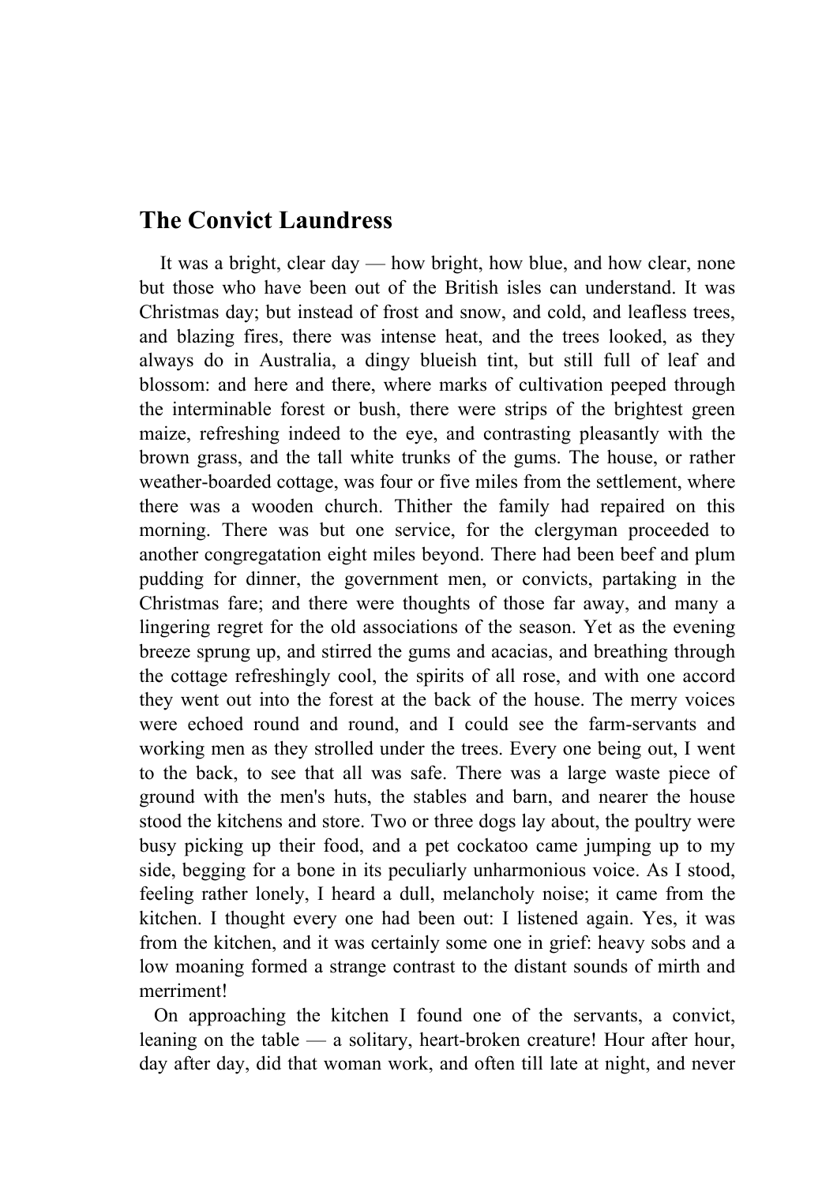# The Convict Laundress

It was a bright, clear day — how bright, how blue, and how clear, none but those who have been out of the British isles can understand. It was Christmas day; but instead of frost and snow, and cold, and leafless trees, and blazing fires, there was intense heat, and the trees looked, as they always do in Australia, a dingy blueish tint, but still full of leaf and blossom: and here and there, where marks of cultivation peeped through the interminable forest or bush, there were strips of the brightest green maize, refreshing indeed to the eye, and contrasting pleasantly with the brown grass, and the tall white trunks of the gums. The house, or rather weather-boarded cottage, was four or five miles from the settlement, where there was a wooden church. Thither the family had repaired on this morning. There was but one service, for the clergyman proceeded to another congregatation eight miles beyond. There had been beef and plum pudding for dinner, the government men, or convicts, partaking in the Christmas fare; and there were thoughts of those far away, and many a lingering regret for the old associations of the season. Yet as the evening breeze sprung up, and stirred the gums and acacias, and breathing through the cottage refreshingly cool, the spirits of all rose, and with one accord they went out into the forest at the back of the house. The merry voices were echoed round and round, and I could see the farm-servants and working men as they strolled under the trees. Every one being out, I went to the back, to see that all was safe. There was a large waste piece of ground with the men's huts, the stables and barn, and nearer the house stood the kitchens and store. Two or three dogs lay about, the poultry were busy picking up their food, and a pet cockatoo came jumping up to my side, begging for a bone in its peculiarly unharmonious voice. As I stood, feeling rather lonely, I heard a dull, melancholy noise; it came from the kitchen. I thought every one had been out: I listened again. Yes, it was from the kitchen, and it was certainly some one in grief: heavy sobs and a low moaning formed a strange contrast to the distant sounds of mirth and merriment!

On approaching the kitchen I found one of the servants, a convict, leaning on the table — a solitary, heart-broken creature! Hour after hour, day after day, did that woman work, and often till late at night, and never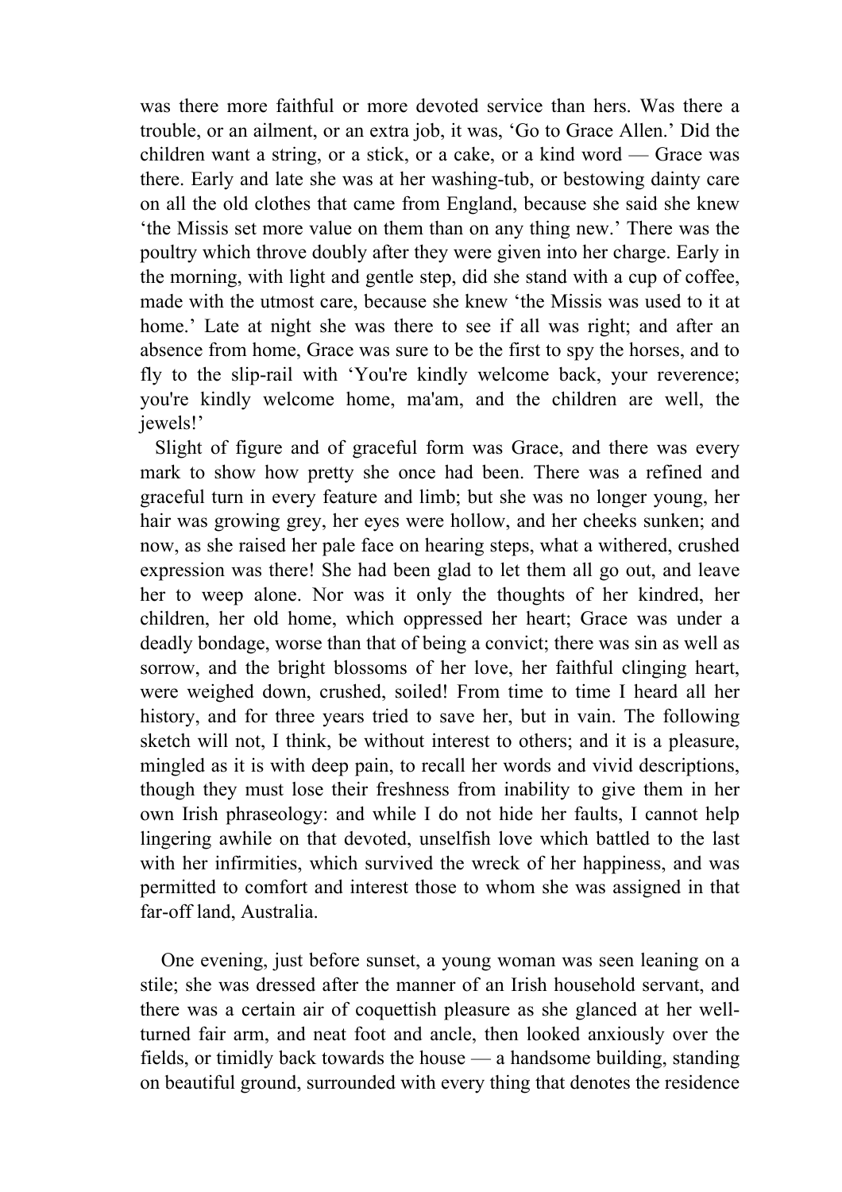was there more faithful or more devoted service than hers. Was there a trouble, or an ailment, or an extra job, it was, 'Go to Grace Allen.' Did the children want a string, or a stick, or a cake, or a kind word — Grace was there. Early and late she was at her washing-tub, or bestowing dainty care on all the old clothes that came from England, because she said she knew 'the Missis set more value on them than on any thing new.' There was the poultry which throve doubly after they were given into her charge. Early in the morning, with light and gentle step, did she stand with a cup of coffee, made with the utmost care, because she knew 'the Missis was used to it at home.' Late at night she was there to see if all was right; and after an absence from home, Grace was sure to be the first to spy the horses, and to fly to the slip-rail with 'You're kindly welcome back, your reverence; you're kindly welcome home, ma'am, and the children are well, the jewels!'

Slight of figure and of graceful form was Grace, and there was every mark to show how pretty she once had been. There was a refined and graceful turn in every feature and limb; but she was no longer young, her hair was growing grey, her eyes were hollow, and her cheeks sunken; and now, as she raised her pale face on hearing steps, what a withered, crushed expression was there! She had been glad to let them all go out, and leave her to weep alone. Nor was it only the thoughts of her kindred, her children, her old home, which oppressed her heart; Grace was under a deadly bondage, worse than that of being a convict; there was sin as well as sorrow, and the bright blossoms of her love, her faithful clinging heart, were weighed down, crushed, soiled! From time to time I heard all her history, and for three years tried to save her, but in vain. The following sketch will not, I think, be without interest to others; and it is a pleasure, mingled as it is with deep pain, to recall her words and vivid descriptions, though they must lose their freshness from inability to give them in her own Irish phraseology: and while I do not hide her faults, I cannot help lingering awhile on that devoted, unselfish love which battled to the last with her infirmities, which survived the wreck of her happiness, and was permitted to comfort and interest those to whom she was assigned in that far-off land, Australia.

One evening, just before sunset, a young woman was seen leaning on a stile; she was dressed after the manner of an Irish household servant, and there was a certain air of coquettish pleasure as she glanced at her well-turned fair arm, and neat foot and ancle, then looked anxiously over the fields, or timidly back towards the house — a handsome building, standing on beautiful ground, surrounded with every thing that denotes the residence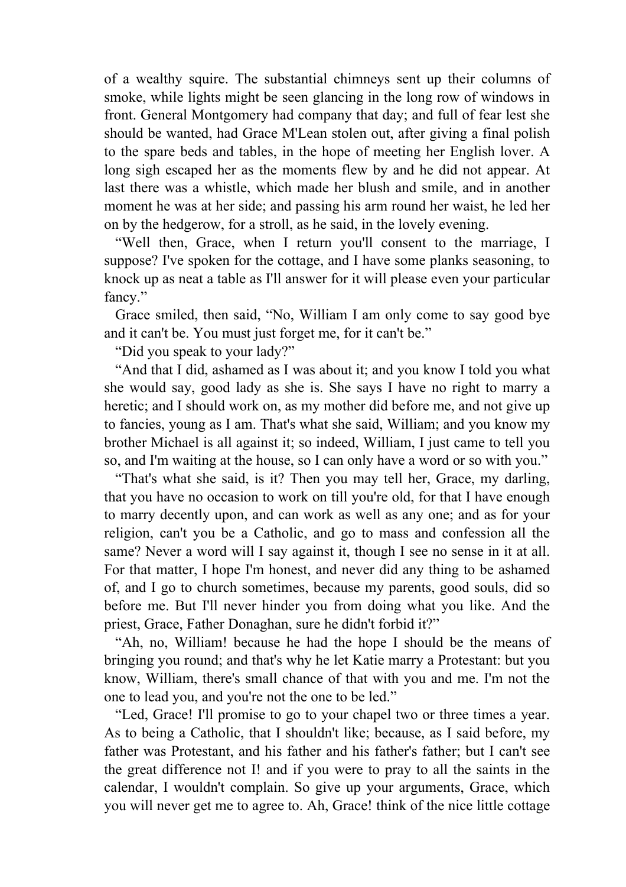of a wealthy squire. The substantial chimneys sent up their columns of smoke, while lights might be seen glancing in the long row of windows in front. General Montgomery had company that day; and full of fear lest she should be wanted, had Grace M'Lean stolen out, after giving a final polish to the spare beds and tables, in the hope of meeting her English lover. A long sigh escaped her as the moments flew by and he did not appear. At last there was a whistle, which made her blush and smile, and in another moment he was at her side; and passing his arm round her waist, he led her on by the hedgerow, for a stroll, as he said, in the lovely evening.

"Well then, Grace, when I return you'll consent to the marriage, I suppose? I've spoken for the cottage, and I have some planks seasoning, to knock up as neat a table as I'll answer for it will please even your particular fancy."

Grace smiled, then said, "No, William I am only come to say good bye and it can't be. You must just forget me, for it can't be."

"Did you speak to your lady?"

"And that I did, ashamed as I was about it; and you know I told you what she would say, good lady as she is. She says I have no right to marry a heretic; and I should work on, as my mother did before me, and not give up to fancies, young as I am. That's what she said, William; and you know my brother Michael is all against it; so indeed, William, I just came to tell you so, and I'm waiting at the house, so I can only have a word or so with you."

"That's what she said, is it? Then you may tell her, Grace, my darling, that you have no occasion to work on till you're old, for that I have enough to marry decently upon, and can work as well as any one; and as for your religion, can't you be a Catholic, and go to mass and confession all the same? Never a word will I say against it, though I see no sense in it at all. For that matter, I hope I'm honest, and never did any thing to be ashamed of, and I go to church sometimes, because my parents, good souls, did so before me. But I'll never hinder you from doing what you like. And the priest, Grace, Father Donaghan, sure he didn't forbid it?"

"Ah, no, William! because he had the hope I should be the means of bringing you round; and that's why he let Katie marry a Protestant: but you know, William, there's small chance of that with you and me. I'm not the one to lead you, and you're not the one to be led."

"Led, Grace! I'll promise to go to your chapel two or three times a year. As to being a Catholic, that I shouldn't like; because, as I said before, my father was Protestant, and his father and his father's father; but I can't see the great difference not I! and if you were to pray to all the saints in the calendar, I wouldn't complain. So give up your arguments, Grace, which you will never get me to agree to. Ah, Grace! think of the nice little cottage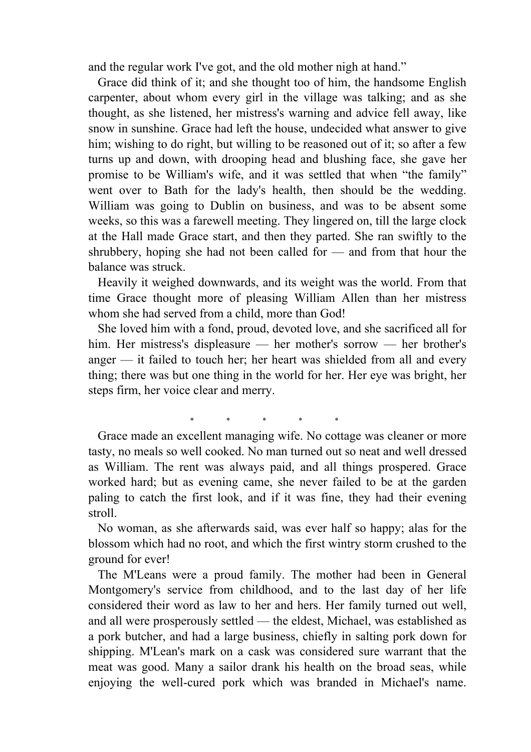and the regular work I've got, and the old mother nigh at hand."

Grace did think of it; and she thought too of him, the handsome English carpenter, about whom every girl in the village was talking; and as she thought, as she listened, her mistress's warning and advice fell away, like snow in sunshine. Grace had left the house, undecided what answer to give him; wishing to do right, but willing to be reasoned out of it; so after a few turns up and down, with drooping head and blushing face, she gave her promise to be William's wife, and it was settled that when "the family" went over to Bath for the lady's health, then should be the wedding. William was going to Dublin on business, and was to be absent some weeks, so this was a farewell meeting. They lingered on, till the large clock at the Hall made Grace start, and then they parted. She ran swiftly to the shrubbery, hoping she had not been called for — and from that hour the balance was struck.

Heavily it weighed downwards, and its weight was the world. From that time Grace thought more of pleasing William Allen than her mistress whom she had served from a child, more than God!

She loved him with a fond, proud, devoted love, and she sacrificed all for him. Her mistress's displeasure — her mother's sorrow — her brother's anger — it failed to touch her; her heart was shielded from all and every thing; there was but one thing in the world for her. Her eye was bright, her steps firm, her voice clear and merry.

\* \* \* \* \*

Grace made an excellent managing wife. No cottage was cleaner or more tasty, no meals so well cooked. No man turned out so neat and well dressed as William. The rent was always paid, and all things prospered. Grace worked hard; but as evening came, she never failed to be at the garden paling to catch the first look, and if it was fine, they had their evening stroll.

No woman, as she afterwards said, was ever half so happy; alas for the blossom which had no root, and which the first wintry storm crushed to the ground for ever!

The M'Leans were a proud family. The mother had been in General Montgomery's service from childhood, and to the last day of her life considered their word as law to her and hers. Her family turned out well, and all were prosperously settled — the eldest, Michael, was established as a pork butcher, and had a large business, chiefly in salting pork down for shipping. M'Lean's mark on a cask was considered sure warrant that the meat was good. Many a sailor drank his health on the broad seas, while enjoying the well-cured pork which was branded in Michael's name.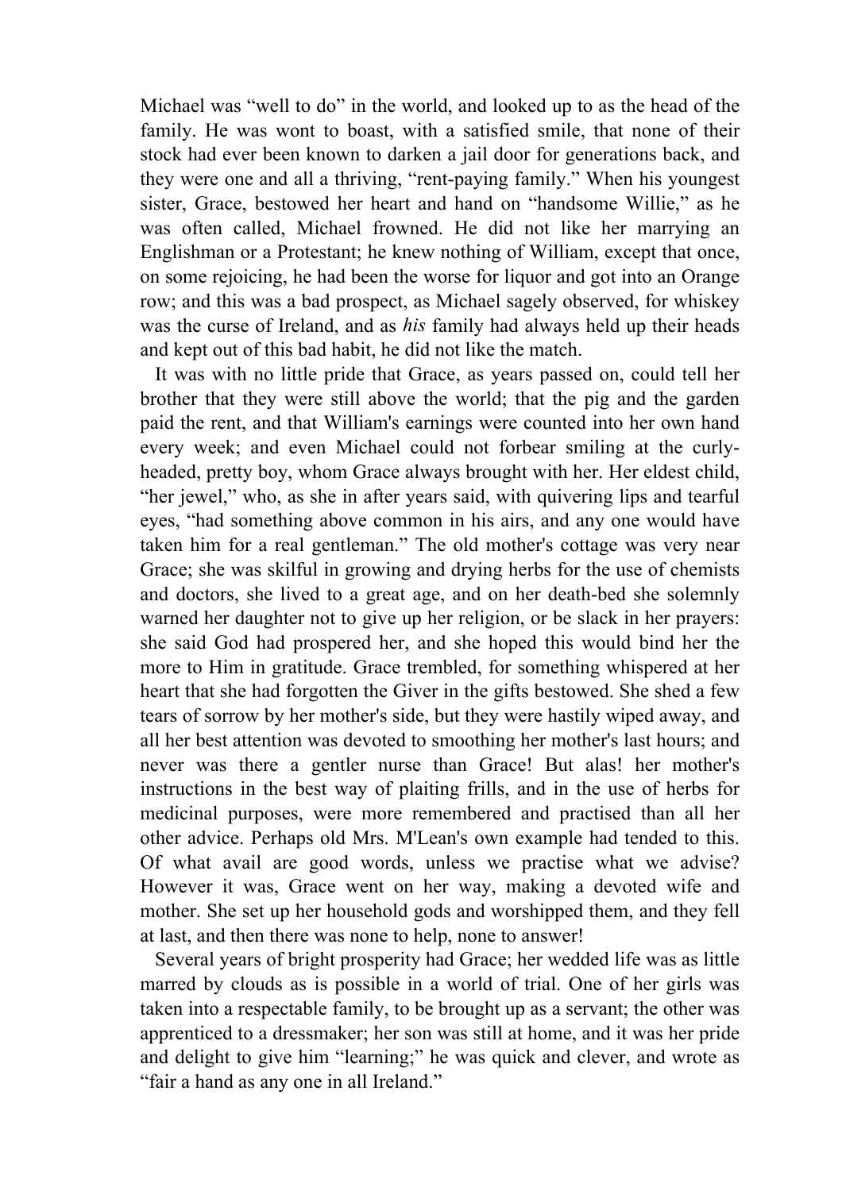Michael was "well to do" in the world, and looked up to as the head of the family. He was wont to boast, with a satisfied smile, that none of their stock had ever been known to darken a jail door for generations back, and they were one and all a thriving, "rent-paying family." When his youngest sister, Grace, bestowed her heart and hand on "handsome Willie," as he was often called, Michael frowned. He did not like her marrying an Englishman or a Protestant; he knew nothing of William, except that once, on some rejoicing, he had been the worse for liquor and got into an Orange row; and this was a bad prospect, as Michael sagely observed, for whiskey was the curse of Ireland, and as *his* family had always held up their heads and kept out of this bad habit, he did not like the match.

It was with no little pride that Grace, as years passed on, could tell her brother that they were still above the world; that the pig and the garden paid the rent, and that William's earnings were counted into her own hand every week; and even Michael could not forbear smiling at the curly-headed, pretty boy, whom Grace always brought with her. Her eldest child, "her jewel," who, as she in after years said, with quivering lips and tearful eyes, "had something above common in his airs, and any one would have taken him for a real gentleman." The old mother's cottage was very near Grace; she was skilful in growing and drying herbs for the use of chemists and doctors, she lived to a great age, and on her death-bed she solemnly warned her daughter not to give up her religion, or be slack in her prayers: she said God had prospered her, and she hoped this would bind her the more to Him in gratitude. Grace trembled, for something whispered at her heart that she had forgotten the Giver in the gifts bestowed. She shed a few tears of sorrow by her mother's side, but they were hastily wiped away, and all her best attention was devoted to smoothing her mother's last hours; and never was there a gentler nurse than Grace! But alas! her mother's instructions in the best way of plaiting frills, and in the use of herbs for medicinal purposes, were more remembered and practised than all her other advice. Perhaps old Mrs. M'Lean's own example had tended to this. Of what avail are good words, unless we practise what we advise? However it was, Grace went on her way, making a devoted wife and mother. She set up her household gods and worshipped them, and they fell at last, and then there was none to help, none to answer!

Several years of bright prosperity had Grace; her wedded life was as little marred by clouds as is possible in a world of trial. One of her girls was taken into a respectable family, to be brought up as a servant; the other was apprenticed to a dressmaker; her son was still at home, and it was her pride and delight to give him "learning;" he was quick and clever, and wrote as "fair a hand as any one in all Ireland."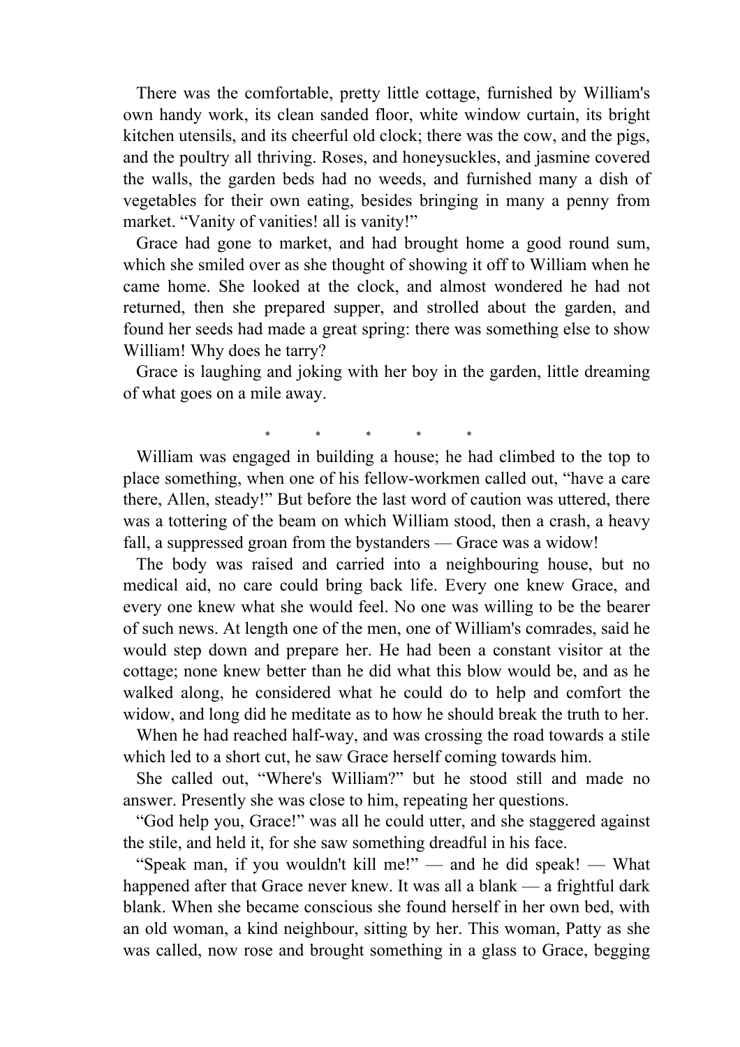There was the comfortable, pretty little cottage, furnished by William's own handy work, its clean sanded floor, white window curtain, its bright kitchen utensils, and its cheerful old clock; there was the cow, and the pigs, and the poultry all thriving. Roses, and honeysuckles, and jasmine covered the walls, the garden beds had no weeds, and furnished many a dish of vegetables for their own eating, besides bringing in many a penny from market. "Vanity of vanities! all is vanity!"

Grace had gone to market, and had brought home a good round sum, which she smiled over as she thought of showing it off to William when he came home. She looked at the clock, and almost wondered he had not returned, then she prepared supper, and strolled about the garden, and found her seeds had made a great spring: there was something else to show William! Why does he tarry?

Grace is laughing and joking with her boy in the garden, little dreaming of what goes on a mile away.

\* \* \* \* \*

William was engaged in building a house; he had climbed to the top to place something, when one of his fellow-workmen called out, "have a care there, Allen, steady!" But before the last word of caution was uttered, there was a tottering of the beam on which William stood, then a crash, a heavy fall, a suppressed groan from the bystanders — Grace was a widow!

The body was raised and carried into a neighbouring house, but no medical aid, no care could bring back life. Every one knew Grace, and every one knew what she would feel. No one was willing to be the bearer of such news. At length one of the men, one of William's comrades, said he would step down and prepare her. He had been a constant visitor at the cottage; none knew better than he did what this blow would be, and as he walked along, he considered what he could do to help and comfort the widow, and long did he meditate as to how he should break the truth to her.

When he had reached half-way, and was crossing the road towards a stile which led to a short cut, he saw Grace herself coming towards him.

She called out, "Where's William?" but he stood still and made no answer. Presently she was close to him, repeating her questions.

"God help you, Grace!" was all he could utter, and she staggered against the stile, and held it, for she saw something dreadful in his face.

"Speak man, if you wouldn't kill me!" — and he did speak! — What happened after that Grace never knew. It was all a blank — a frightful dark blank. When she became conscious she found herself in her own bed, with an old woman, a kind neighbour, sitting by her. This woman, Patty as she was called, now rose and brought something in a glass to Grace, begging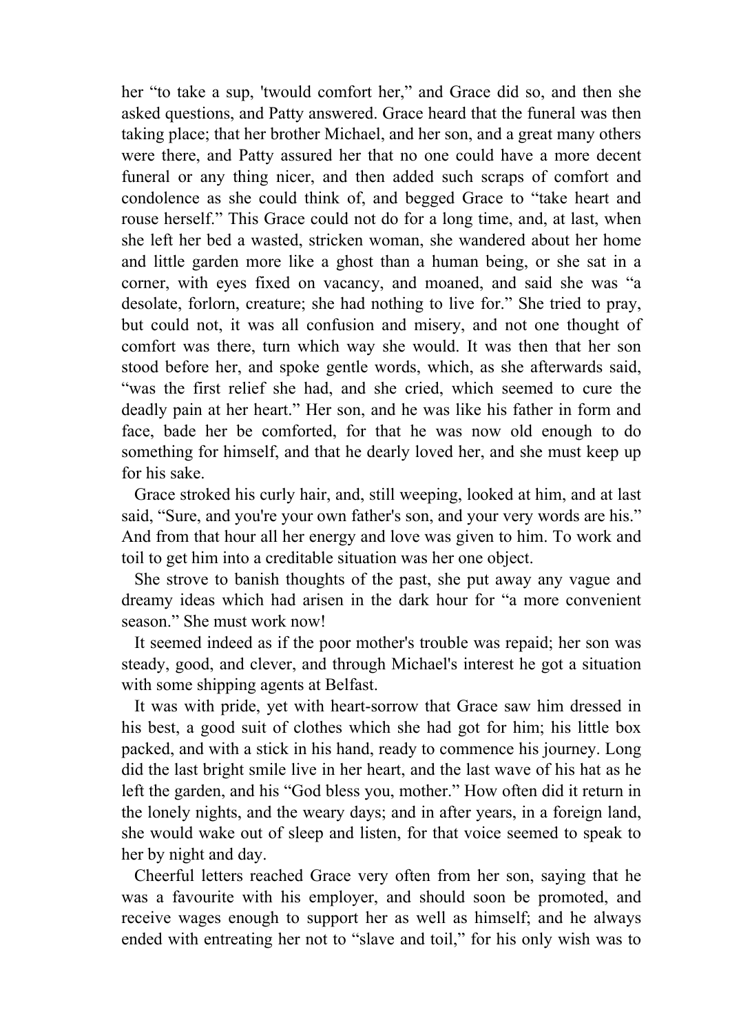her "to take a sup, 'twould comfort her," and Grace did so, and then she asked questions, and Patty answered. Grace heard that the funeral was then taking place; that her brother Michael, and her son, and a great many others were there, and Patty assured her that no one could have a more decent funeral or any thing nicer, and then added such scraps of comfort and condolence as she could think of, and begged Grace to "take heart and rouse herself." This Grace could not do for a long time, and, at last, when she left her bed a wasted, stricken woman, she wandered about her home and little garden more like a ghost than a human being, or she sat in a corner, with eyes fixed on vacancy, and moaned, and said she was "a desolate, forlorn, creature; she had nothing to live for." She tried to pray, but could not, it was all confusion and misery, and not one thought of comfort was there, turn which way she would. It was then that her son stood before her, and spoke gentle words, which, as she afterwards said, "was the first relief she had, and she cried, which seemed to cure the deadly pain at her heart." Her son, and he was like his father in form and face, bade her be comforted, for that he was now old enough to do something for himself, and that he dearly loved her, and she must keep up for his sake.

Grace stroked his curly hair, and, still weeping, looked at him, and at last said, "Sure, and you're your own father's son, and your very words are his." And from that hour all her energy and love was given to him. To work and toil to get him into a creditable situation was her one object.

She strove to banish thoughts of the past, she put away any vague and dreamy ideas which had arisen in the dark hour for "a more convenient season." She must work now!

It seemed indeed as if the poor mother's trouble was repaid; her son was steady, good, and clever, and through Michael's interest he got a situation with some shipping agents at Belfast.

It was with pride, yet with heart-sorrow that Grace saw him dressed in his best, a good suit of clothes which she had got for him; his little box packed, and with a stick in his hand, ready to commence his journey. Long did the last bright smile live in her heart, and the last wave of his hat as he left the garden, and his "God bless you, mother." How often did it return in the lonely nights, and the weary days; and in after years, in a foreign land, she would wake out of sleep and listen, for that voice seemed to speak to her by night and day.

Cheerful letters reached Grace very often from her son, saying that he was a favourite with his employer, and should soon be promoted, and receive wages enough to support her as well as himself; and he always ended with entreating her not to "slave and toil," for his only wish was to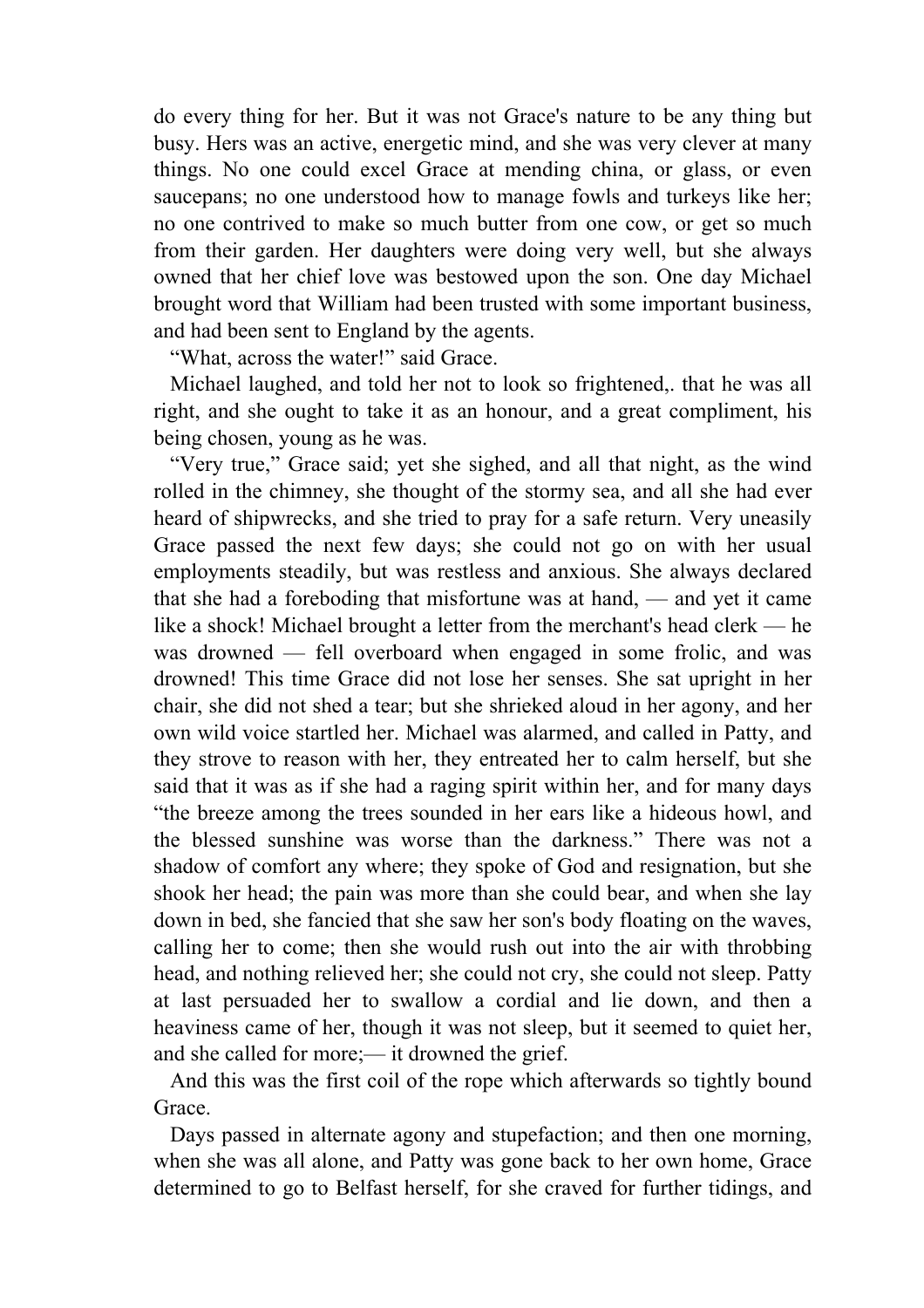do every thing for her. But it was not Grace's nature to be any thing but busy. Hers was an active, energetic mind, and she was very clever at many things. No one could excel Grace at mending china, or glass, or even saucepans; no one understood how to manage fowls and turkeys like her; no one contrived to make so much butter from one cow, or get so much from their garden. Her daughters were doing very well, but she always owned that her chief love was bestowed upon the son. One day Michael brought word that William had been trusted with some important business, and had been sent to England by the agents.

"What, across the water!" said Grace.

Michael laughed, and told her not to look so frightened,. that he was all right, and she ought to take it as an honour, and a great compliment, his being chosen, young as he was.

"Very true," Grace said; yet she sighed, and all that night, as the wind rolled in the chimney, she thought of the stormy sea, and all she had ever heard of shipwrecks, and she tried to pray for a safe return. Very uneasily Grace passed the next few days; she could not go on with her usual employments steadily, but was restless and anxious. She always declared that she had a foreboding that misfortune was at hand, — and yet it came like a shock! Michael brought a letter from the merchant's head clerk — he was drowned — fell overboard when engaged in some frolic, and was drowned! This time Grace did not lose her senses. She sat upright in her chair, she did not shed a tear; but she shrieked aloud in her agony, and her own wild voice startled her. Michael was alarmed, and called in Patty, and they strove to reason with her, they entreated her to calm herself, but she said that it was as if she had a raging spirit within her, and for many days "the breeze among the trees sounded in her ears like a hideous howl, and the blessed sunshine was worse than the darkness." There was not a shadow of comfort any where; they spoke of God and resignation, but she shook her head; the pain was more than she could bear, and when she lay down in bed, she fancied that she saw her son's body floating on the waves, calling her to come; then she would rush out into the air with throbbing head, and nothing relieved her; she could not cry, she could not sleep. Patty at last persuaded her to swallow a cordial and lie down, and then a heaviness came of her, though it was not sleep, but it seemed to quiet her, and she called for more;— it drowned the grief.

And this was the first coil of the rope which afterwards so tightly bound Grace.

Days passed in alternate agony and stupefaction; and then one morning, when she was all alone, and Patty was gone back to her own home, Grace determined to go to Belfast herself, for she craved for further tidings, and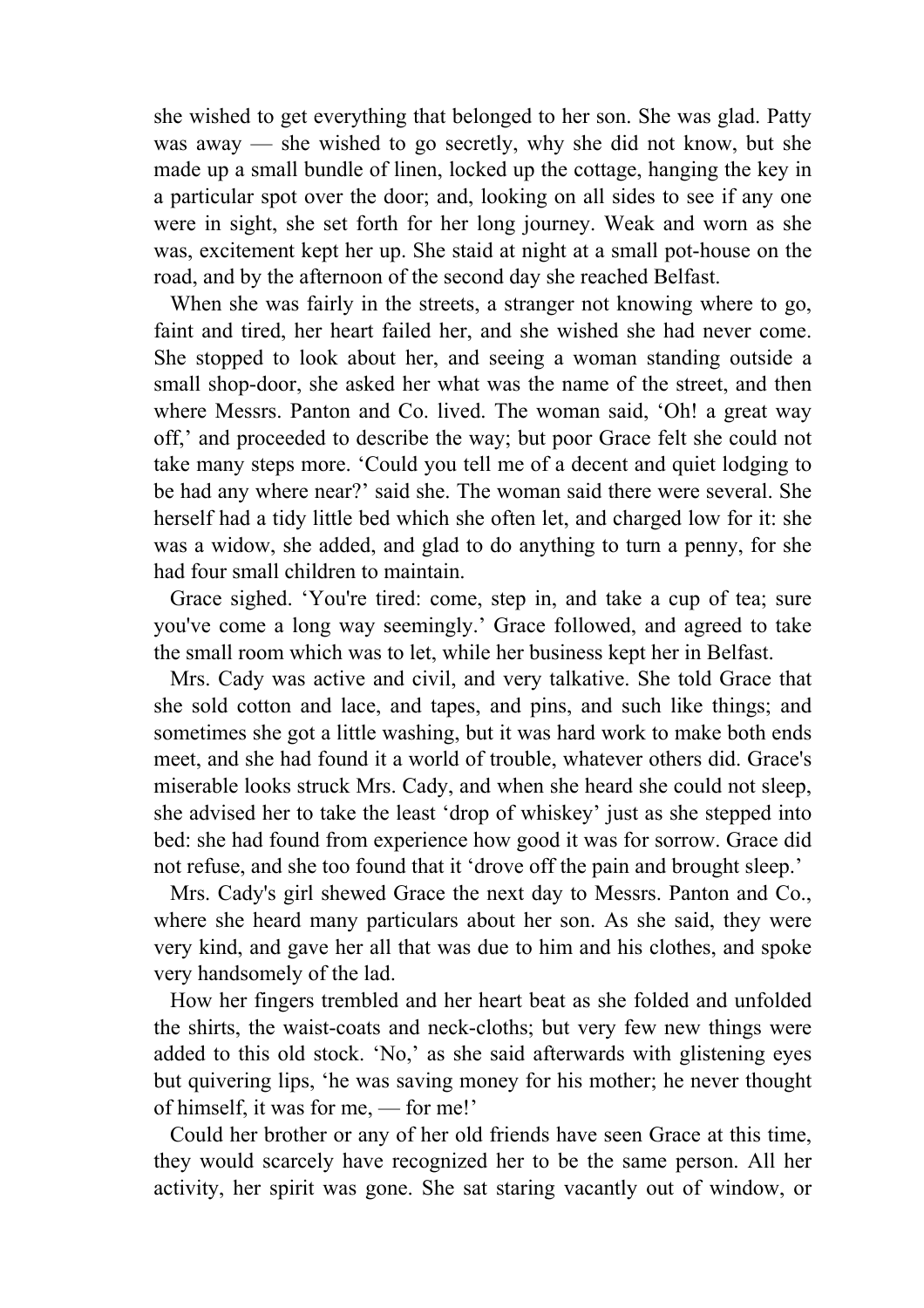she wished to get everything that belonged to her son. She was glad. Patty was away — she wished to go secretly, why she did not know, but she made up a small bundle of linen, locked up the cottage, hanging the key in a particular spot over the door; and, looking on all sides to see if any one were in sight, she set forth for her long journey. Weak and worn as she was, excitement kept her up. She staid at night at a small pot-house on the road, and by the afternoon of the second day she reached Belfast.

When she was fairly in the streets, a stranger not knowing where to go, faint and tired, her heart failed her, and she wished she had never come. She stopped to look about her, and seeing a woman standing outside a small shop-door, she asked her what was the name of the street, and then where Messrs. Panton and Co. lived. The woman said, ‘Oh! a great way off,’ and proceeded to describe the way; but poor Grace felt she could not take many steps more. ‘Could you tell me of a decent and quiet lodging to be had any where near?’ said she. The woman said there were several. She herself had a tidy little bed which she often let, and charged low for it: she was a widow, she added, and glad to do anything to turn a penny, for she had four small children to maintain.

Grace sighed. ‘You're tired: come, step in, and take a cup of tea; sure you've come a long way seemingly.’ Grace followed, and agreed to take the small room which was to let, while her business kept her in Belfast.

Mrs. Cady was active and civil, and very talkative. She told Grace that she sold cotton and lace, and tapes, and pins, and such like things; and sometimes she got a little washing, but it was hard work to make both ends meet, and she had found it a world of trouble, whatever others did. Grace's miserable looks struck Mrs. Cady, and when she heard she could not sleep, she advised her to take the least ‘drop of whiskey’ just as she stepped into bed: she had found from experience how good it was for sorrow. Grace did not refuse, and she too found that it ‘drove off the pain and brought sleep.’

Mrs. Cady's girl shewed Grace the next day to Messrs. Panton and Co., where she heard many particulars about her son. As she said, they were very kind, and gave her all that was due to him and his clothes, and spoke very handsomely of the lad.

How her fingers trembled and her heart beat as she folded and unfolded the shirts, the waist-coats and neck-cloths; but very few new things were added to this old stock. ‘No,’ as she said afterwards with glistening eyes but quivering lips, ‘he was saving money for his mother; he never thought of himself, it was for me, — for me!’

Could her brother or any of her old friends have seen Grace at this time, they would scarcely have recognized her to be the same person. All her activity, her spirit was gone. She sat staring vacantly out of window, or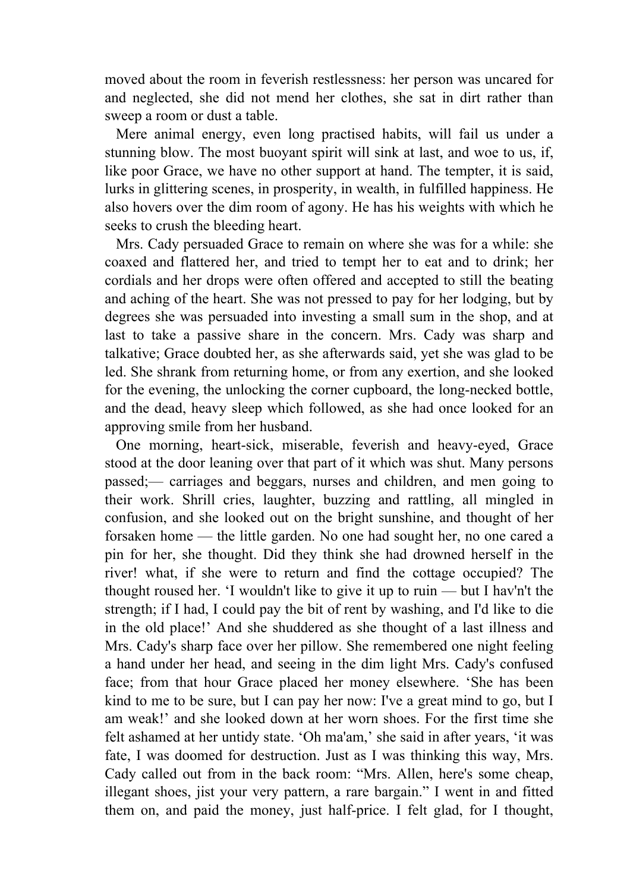moved about the room in feverish restlessness: her person was uncared for and neglected, she did not mend her clothes, she sat in dirt rather than sweep a room or dust a table.

Mere animal energy, even long practised habits, will fail us under a stunning blow. The most buoyant spirit will sink at last, and woe to us, if, like poor Grace, we have no other support at hand. The tempter, it is said, lurks in glittering scenes, in prosperity, in wealth, in fulfilled happiness. He also hovers over the dim room of agony. He has his weights with which he seeks to crush the bleeding heart.

Mrs. Cady persuaded Grace to remain on where she was for a while: she coaxed and flattered her, and tried to tempt her to eat and to drink; her cordials and her drops were often offered and accepted to still the beating and aching of the heart. She was not pressed to pay for her lodging, but by degrees she was persuaded into investing a small sum in the shop, and at last to take a passive share in the concern. Mrs. Cady was sharp and talkative; Grace doubted her, as she afterwards said, yet she was glad to be led. She shrank from returning home, or from any exertion, and she looked for the evening, the unlocking the corner cupboard, the long-necked bottle, and the dead, heavy sleep which followed, as she had once looked for an approving smile from her husband.

One morning, heart-sick, miserable, feverish and heavy-eyed, Grace stood at the door leaning over that part of it which was shut. Many persons passed;— carriages and beggars, nurses and children, and men going to their work. Shrill cries, laughter, buzzing and rattling, all mingled in confusion, and she looked out on the bright sunshine, and thought of her forsaken home — the little garden. No one had sought her, no one cared a pin for her, she thought. Did they think she had drowned herself in the river! what, if she were to return and find the cottage occupied? The thought roused her. 'I wouldn't like to give it up to ruin — but I hav'n't the strength; if I had, I could pay the bit of rent by washing, and I'd like to die in the old place!' And she shuddered as she thought of a last illness and Mrs. Cady's sharp face over her pillow. She remembered one night feeling a hand under her head, and seeing in the dim light Mrs. Cady's confused face; from that hour Grace placed her money elsewhere. 'She has been kind to me to be sure, but I can pay her now: I've a great mind to go, but I am weak!' and she looked down at her worn shoes. For the first time she felt ashamed at her untidy state. 'Oh ma'am,' she said in after years, 'it was fate, I was doomed for destruction. Just as I was thinking this way, Mrs. Cady called out from in the back room: "Mrs. Allen, here's some cheap, illegant shoes, jist your very pattern, a rare bargain." I went in and fitted them on, and paid the money, just half-price. I felt glad, for I thought,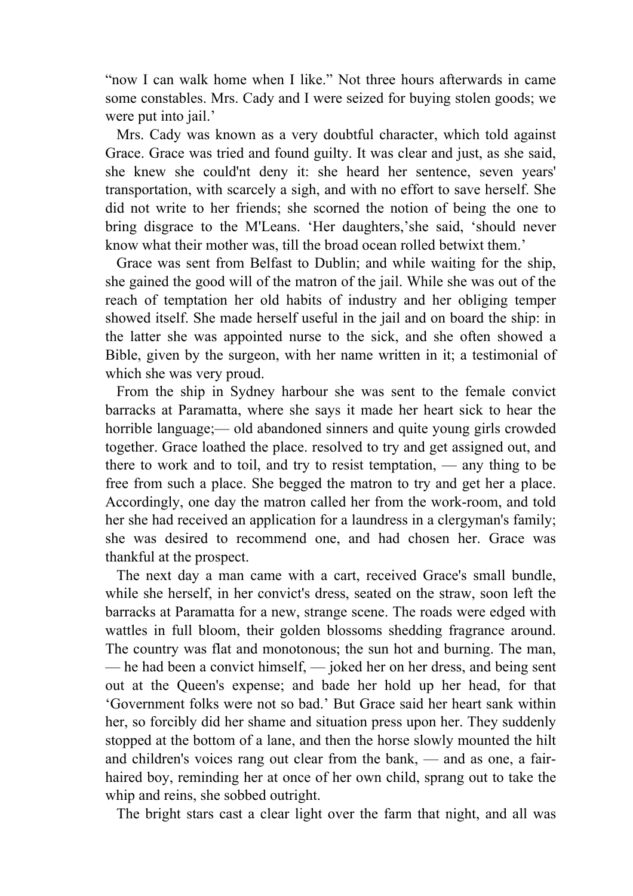"now I can walk home when I like." Not three hours afterwards in came some constables. Mrs. Cady and I were seized for buying stolen goods; we were put into jail.'

Mrs. Cady was known as a very doubtful character, which told against Grace. Grace was tried and found guilty. It was clear and just, as she said, she knew she could'nt deny it: she heard her sentence, seven years' transportation, with scarcely a sigh, and with no effort to save herself. She did not write to her friends; she scorned the notion of being the one to bring disgrace to the M'Leans. 'Her daughters,'she said, 'should never know what their mother was, till the broad ocean rolled betwixt them.'

Grace was sent from Belfast to Dublin; and while waiting for the ship, she gained the good will of the matron of the jail. While she was out of the reach of temptation her old habits of industry and her obliging temper showed itself. She made herself useful in the jail and on board the ship: in the latter she was appointed nurse to the sick, and she often showed a Bible, given by the surgeon, with her name written in it; a testimonial of which she was very proud.

From the ship in Sydney harbour she was sent to the female convict barracks at Paramatta, where she says it made her heart sick to hear the horrible language;— old abandoned sinners and quite young girls crowded together. Grace loathed the place. resolved to try and get assigned out, and there to work and to toil, and try to resist temptation, — any thing to be free from such a place. She begged the matron to try and get her a place. Accordingly, one day the matron called her from the work-room, and told her she had received an application for a laundress in a clergyman's family; she was desired to recommend one, and had chosen her. Grace was thankful at the prospect.

The next day a man came with a cart, received Grace's small bundle, while she herself, in her convict's dress, seated on the straw, soon left the barracks at Paramatta for a new, strange scene. The roads were edged with wattles in full bloom, their golden blossoms shedding fragrance around. The country was flat and monotonous; the sun hot and burning. The man, — he had been a convict himself, — joked her on her dress, and being sent out at the Queen's expense; and bade her hold up her head, for that 'Government folks were not so bad.' But Grace said her heart sank within her, so forcibly did her shame and situation press upon her. They suddenly stopped at the bottom of a lane, and then the horse slowly mounted the hilt and children's voices rang out clear from the bank, — and as one, a fair-haired boy, reminding her at once of her own child, sprang out to take the whip and reins, she sobbed outright.

The bright stars cast a clear light over the farm that night, and all was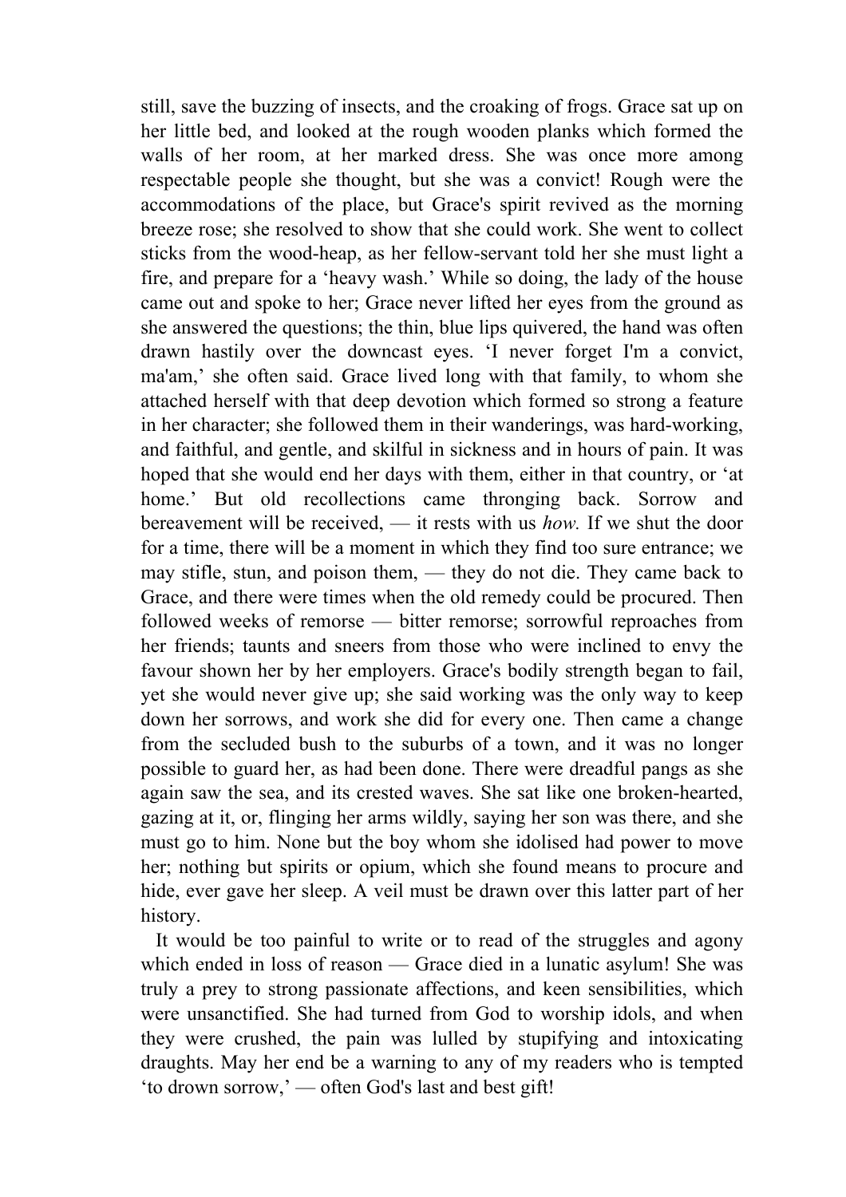still, save the buzzing of insects, and the croaking of frogs. Grace sat up on her little bed, and looked at the rough wooden planks which formed the walls of her room, at her marked dress. She was once more among respectable people she thought, but she was a convict! Rough were the accommodations of the place, but Grace's spirit revived as the morning breeze rose; she resolved to show that she could work. She went to collect sticks from the wood-heap, as her fellow-servant told her she must light a fire, and prepare for a 'heavy wash.' While so doing, the lady of the house came out and spoke to her; Grace never lifted her eyes from the ground as she answered the questions; the thin, blue lips quivered, the hand was often drawn hastily over the downcast eyes. 'I never forget I'm a convict, ma'am,' she often said. Grace lived long with that family, to whom she attached herself with that deep devotion which formed so strong a feature in her character; she followed them in their wanderings, was hard-working, and faithful, and gentle, and skilful in sickness and in hours of pain. It was hoped that she would end her days with them, either in that country, or 'at home.' But old recollections came thronging back. Sorrow and bereavement will be received, — it rests with us *how.* If we shut the door for a time, there will be a moment in which they find too sure entrance; we may stifle, stun, and poison them, — they do not die. They came back to Grace, and there were times when the old remedy could be procured. Then followed weeks of remorse — bitter remorse; sorrowful reproaches from her friends; taunts and sneers from those who were inclined to envy the favour shown her by her employers. Grace's bodily strength began to fail, yet she would never give up; she said working was the only way to keep down her sorrows, and work she did for every one. Then came a change from the secluded bush to the suburbs of a town, and it was no longer possible to guard her, as had been done. There were dreadful pangs as she again saw the sea, and its crested waves. She sat like one broken-hearted, gazing at it, or, flinging her arms wildly, saying her son was there, and she must go to him. None but the boy whom she idolised had power to move her; nothing but spirits or opium, which she found means to procure and hide, ever gave her sleep. A veil must be drawn over this latter part of her history.

It would be too painful to write or to read of the struggles and agony which ended in loss of reason — Grace died in a lunatic asylum! She was truly a prey to strong passionate affections, and keen sensibilities, which were unsanctified. She had turned from God to worship idols, and when they were crushed, the pain was lulled by stupifying and intoxicating draughts. May her end be a warning to any of my readers who is tempted 'to drown sorrow,' — often God's last and best gift!